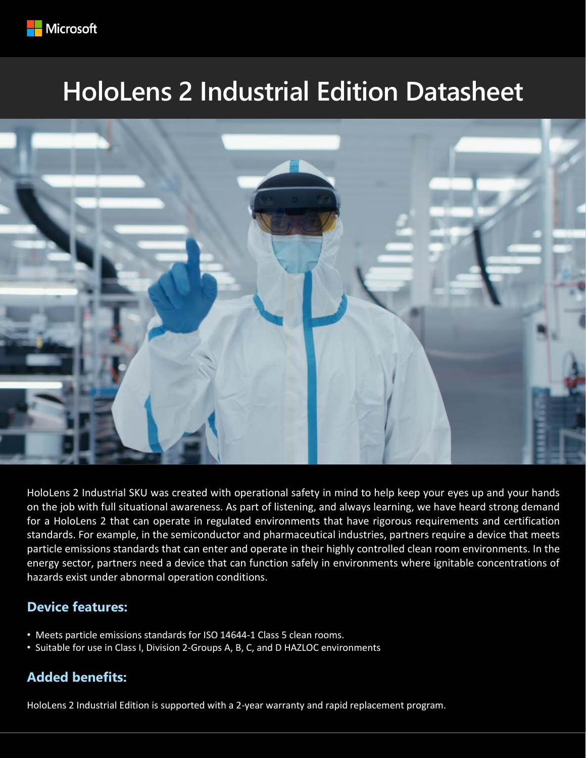Microsoft

# HoloLens 2 Industrial Edition Datasheet

HoloLens 2 Industrial SKU was created with operational safety in mind to help keep your eyes up and your hands on the job with full situational awareness. As part of listening, and always learning, we have heard strong demand for a HoloLens 2 that can operate in regulated environments that have rigorous requirements and certification standards. For example, in the semiconductor and pharmaceutical industries, partners require a device that meets particle emissions standards that can enter and operate in their highly controlled clean room environments. In the energy sector, partners need a device that can function safely in environments where ignitable concentrations of hazards exist under abnormal operation conditions.

## Device features:

- Meets particle emissions standards for ISO 14644-1 Class 5 clean rooms.
- Suitable for use in Class I, Division 2-Groups A, B, C, and D HAZLOC environments

## Added benefits:

HoloLens 2 Industrial Edition is supported with a 2-year warranty and rapid replacement program.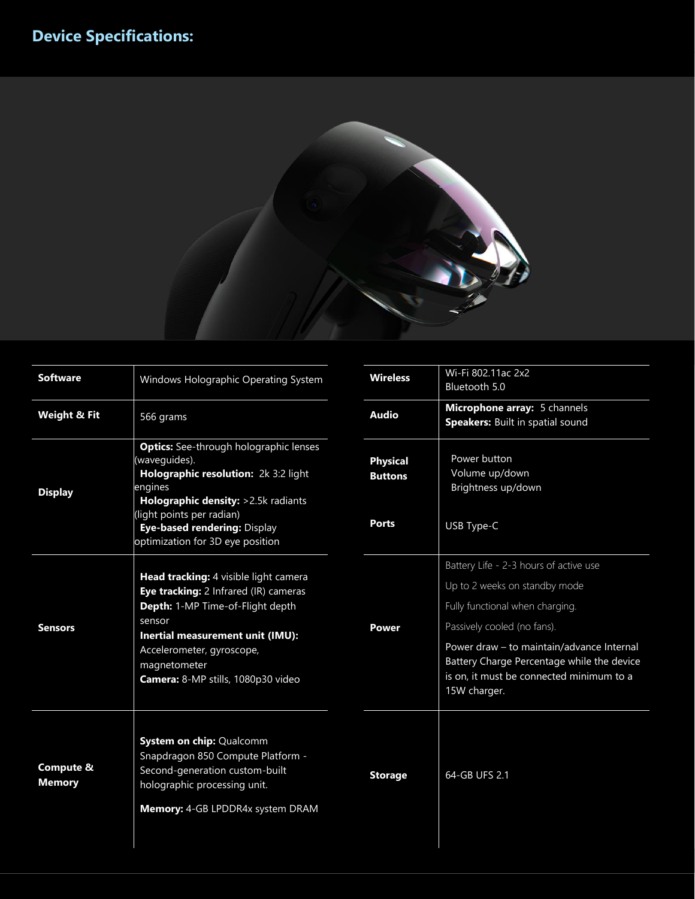## Device Specifications:

| | |
|---|---|
| **Software** | Windows Holographic Operating System |
| **Weight & Fit** | 566 grams |
| **Display** | **Optics:** See-through holographic lenses (waveguides).<br>**Holographic resolution:** 2k 3:2 light engines<br>**Holographic density:** >2.5k radiants (light points per radian)<br>**Eye-based rendering:** Display optimization for 3D eye position |
| **Sensors** | **Head tracking:** 4 visible light camera<br>**Eye tracking:** 2 Infrared (IR) cameras<br>**Depth:** 1-MP Time-of-Flight depth sensor<br>**Inertial measurement unit (IMU):** Accelerometer, gyroscope, magnetometer<br>**Camera:** 8-MP stills, 1080p30 video |
| **Compute & Memory** | **System on chip:** Qualcomm Snapdragon 850 Compute Platform - Second-generation custom-built holographic processing unit.<br>**Memory:** 4-GB LPDDR4x system DRAM |

| | |
|---|---|
| **Wireless** | Wi-Fi 802.11ac 2x2<br>Bluetooth 5.0 |
| **Audio** | **Microphone array:** 5 channels<br>**Speakers:** Built in spatial sound |
| **Physical Buttons** | Power button<br>Volume up/down<br>Brightness up/down |
| **Ports** | USB Type-C |
| **Power** | Battery Life - 2-3 hours of active use<br>Up to 2 weeks on standby mode<br>Fully functional when charging.<br>Passively cooled (no fans).<br>Power draw – to maintain/advance Internal Battery Charge Percentage while the device is on, it must be connected minimum to a 15W charger. |
| **Storage** | 64-GB UFS 2.1 |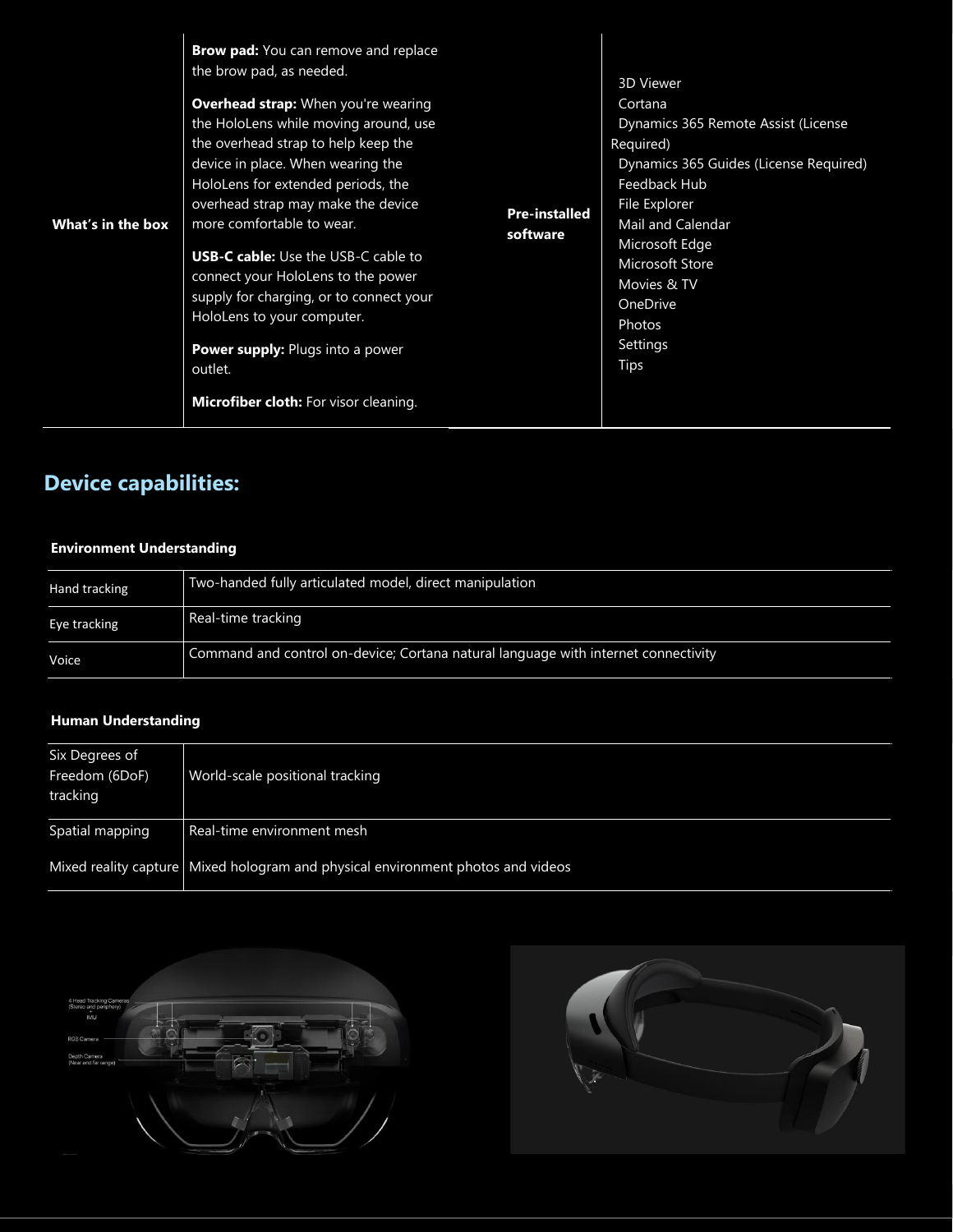| What's in the box | | Pre-installed software | |
|---|---|---|---|
| What's in the box | **Brow pad:** You can remove and replace the brow pad, as needed.<br><br>**Overhead strap:** When you're wearing the HoloLens while moving around, use the overhead strap to help keep the device in place. When wearing the HoloLens for extended periods, the overhead strap may make the device more comfortable to wear.<br><br>**USB-C cable:** Use the USB-C cable to connect your HoloLens to the power supply for charging, or to connect your HoloLens to your computer.<br><br>**Power supply:** Plugs into a power outlet.<br><br>**Microfiber cloth:** For visor cleaning. | Pre-installed software | 3D Viewer<br>Cortana<br>Dynamics 365 Remote Assist (License Required)<br>Dynamics 365 Guides (License Required)<br>Feedback Hub<br>File Explorer<br>Mail and Calendar<br>Microsoft Edge<br>Microsoft Store<br>Movies & TV<br>OneDrive<br>Photos<br>Settings<br>Tips |

## Device capabilities:

**Environment Understanding**

| | |
|---|---|
| Hand tracking | Two-handed fully articulated model, direct manipulation |
| Eye tracking | Real-time tracking |
| Voice | Command and control on-device; Cortana natural language with internet connectivity |

**Human Understanding**

| | |
|---|---|
| Six Degrees of Freedom (6DoF) tracking | World-scale positional tracking |
| Spatial mapping | Real-time environment mesh |
| Mixed reality capture | Mixed hologram and physical environment photos and videos |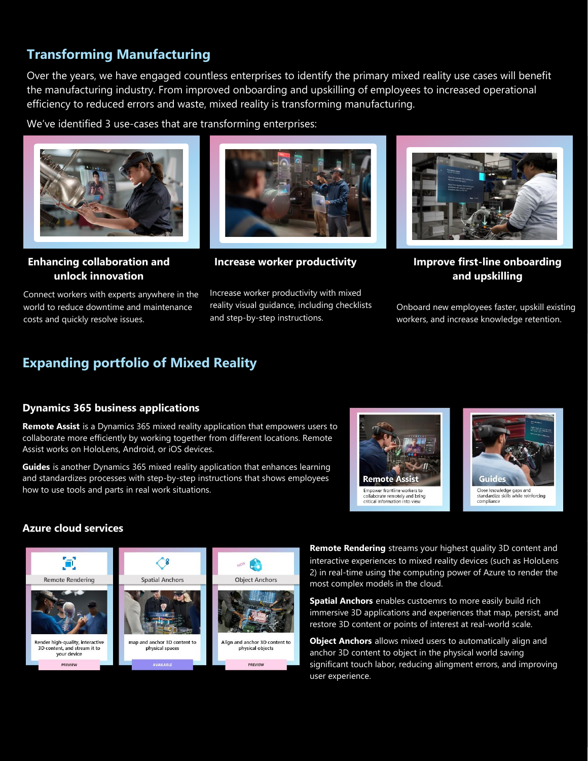## Transforming Manufacturing

Over the years, we have engaged countless enterprises to identify the primary mixed reality use cases will benefit the manufacturing industry. From improved onboarding and upskilling of employees to increased operational efficiency to reduced errors and waste, mixed reality is transforming manufacturing.

We've identified 3 use-cases that are transforming enterprises:

### Enhancing collaboration and unlock innovation

Connect workers with experts anywhere in the world to reduce downtime and maintenance costs and quickly resolve issues.

### Increase worker productivity

Increase worker productivity with mixed reality visual guidance, including checklists and step-by-step instructions.

### Improve first-line onboarding and upskilling

Onboard new employees faster, upskill existing workers, and increase knowledge retention.

## Expanding portfolio of Mixed Reality

### Dynamics 365 business applications

**Remote Assist** is a Dynamics 365 mixed reality application that empowers users to collaborate more efficiently by working together from different locations. Remote Assist works on HoloLens, Android, or iOS devices.

**Guides** is another Dynamics 365 mixed reality application that enhances learning and standardizes processes with step-by-step instructions that shows employees how to use tools and parts in real work situations.

**Remote Assist**
Empower frontline workers to collaborate remotely and bring critical information into view

**Guides**
Close knowledge gaps and standardize skills while reinforcing compliance

### Azure cloud services

**Remote Rendering**
Render high-quality, interactive 3D content, and stream it to your device
PREVIEW

**Spatial Anchors**
map and anchor 3D content to physical spaces
AVAILABLE

NEW **Object Anchors**
Align and anchor 3D content to physical objects
PREVIEW

**Remote Rendering** streams your highest quality 3D content and interactive experiences to mixed reality devices (such as HoloLens 2) in real-time using the computing power of Azure to render the most complex models in the cloud.

**Spatial Anchors** enables custoemrs to more easily build rich immersive 3D applications and experiences that map, persist, and restore 3D content or points of interest at real-world scale.

**Object Anchors** allows mixed users to automatically align and anchor 3D content to object in the physical world saving significant touch labor, reducing alingment errors, and improving user experience.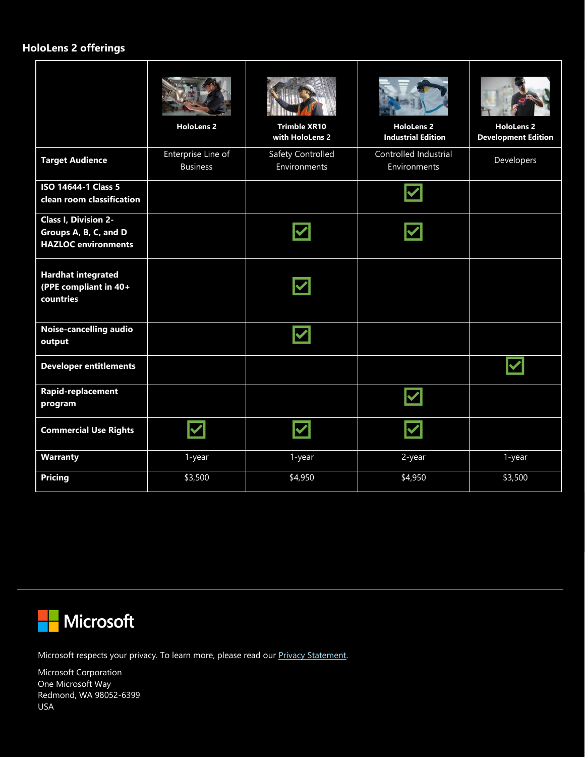## HoloLens 2 offerings

| | HoloLens 2 | Trimble XR10 with HoloLens 2 | HoloLens 2 Industrial Edition | HoloLens 2 Development Edition |
|---|---|---|---|---|
| **Target Audience** | Enterprise Line of Business | Safety Controlled Environments | Controlled Industrial Environments | Developers |
| **ISO 14644-1 Class 5 clean room classification** | | | ☑ | |
| **Class I, Division 2- Groups A, B, C, and D HAZLOC environments** | | ☑ | ☑ | |
| **Hardhat integrated (PPE compliant in 40+ countries** | | ☑ | | |
| **Noise-cancelling audio output** | | ☑ | | |
| **Developer entitlements** | | | | ☑ |
| **Rapid-replacement program** | | | ☑ | |
| **Commercial Use Rights** | ☑ | ☑ | ☑ | |
| **Warranty** | 1-year | 1-year | 2-year | 1-year |
| **Pricing** | $3,500 | $4,950 | $4,950 | $3,500 |

Microsoft

Microsoft respects your privacy. To learn more, please read our Privacy Statement.

Microsoft Corporation
One Microsoft Way
Redmond, WA 98052-6399
USA